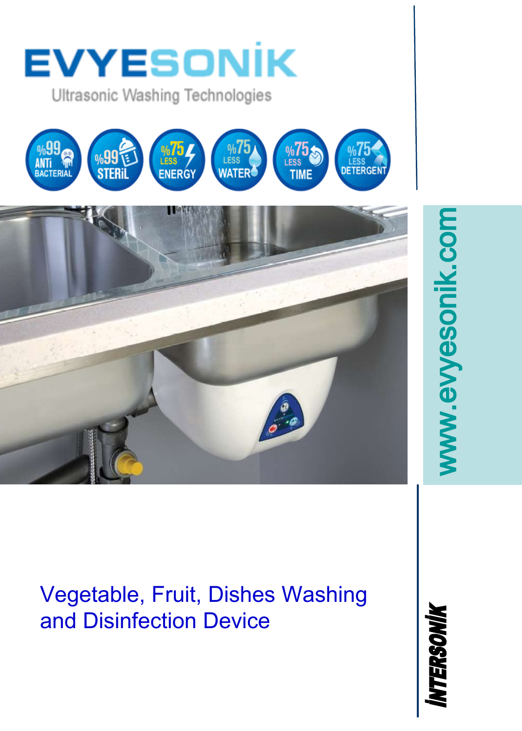# EVYESONİK

Ultrasonic Washing Technologies

%99 ANTİ BACTERIAL | %99 STERİL | %75 LESS ENERGY | %75 LESS WATER | %75 LESS TIME | %75 LESS DETERGENT

www.evyesonik.com

## Vegetable, Fruit, Dishes Washing and Disinfection Device

İNTERSONİK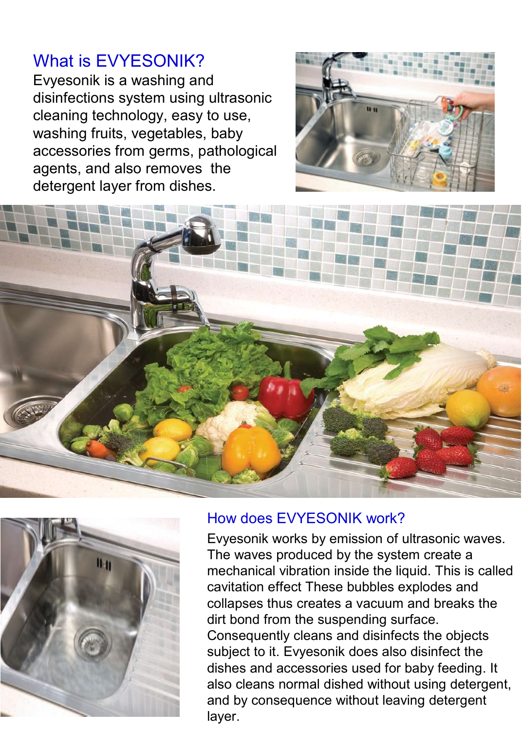## What is EVYESONIK?

Evyesonik is a washing and disinfections system using ultrasonic cleaning technology, easy to use, washing fruits, vegetables, baby accessories from germs, pathological agents, and also removes the detergent layer from dishes.

## How does EVYESONIK work?

Evyesonik works by emission of ultrasonic waves. The waves produced by the system create a mechanical vibration inside the liquid. This is called cavitation effect These bubbles explodes and collapses thus creates a vacuum and breaks the dirt bond from the suspending surface. Consequently cleans and disinfects the objects subject to it. Evyesonik does also disinfect the dishes and accessories used for baby feeding. It also cleans normal dished without using detergent, and by consequence without leaving detergent layer.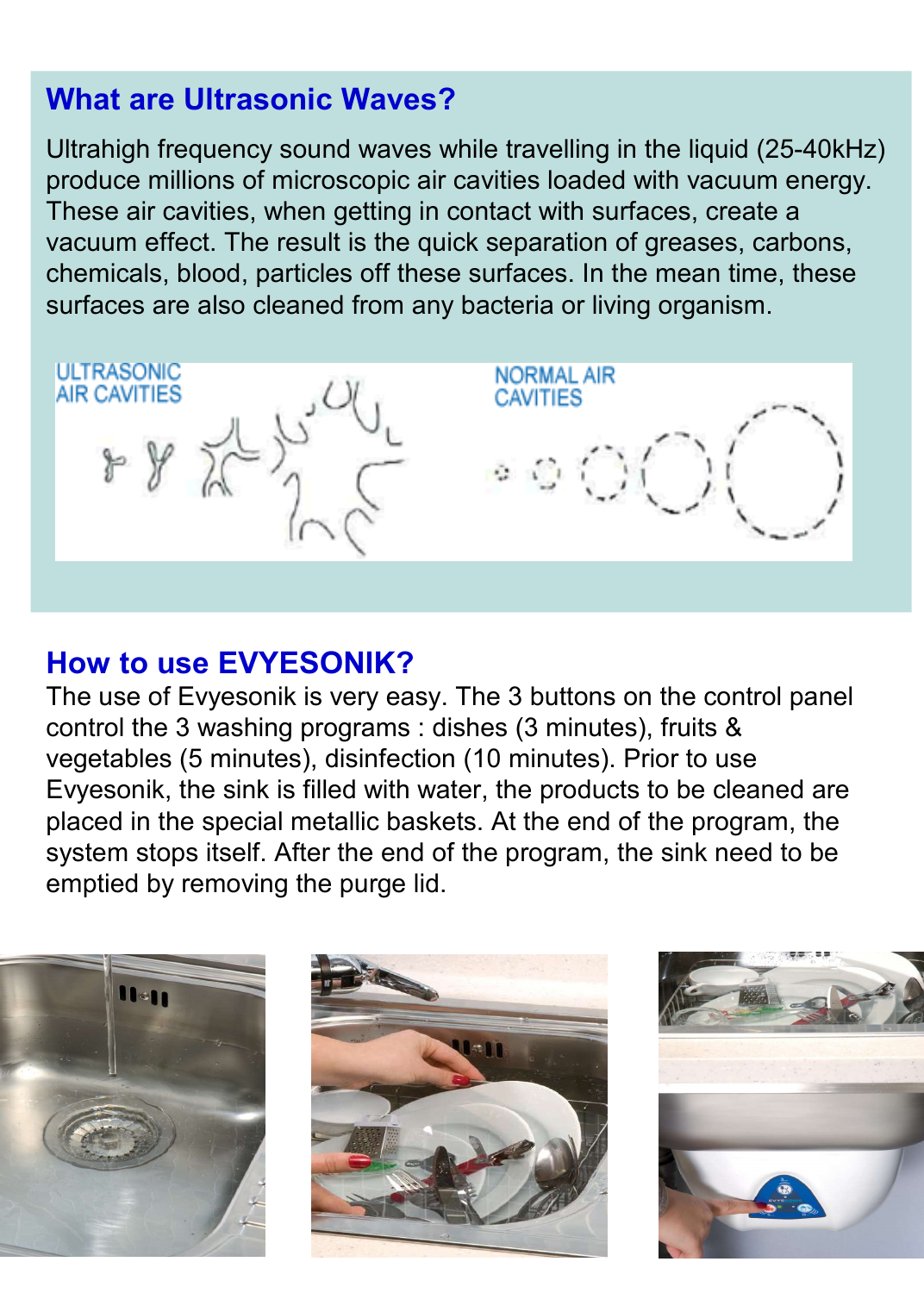## What are Ultrasonic Waves?

Ultrahigh frequency sound waves while travelling in the liquid (25-40kHz) produce millions of microscopic air cavities loaded with vacuum energy. These air cavities, when getting in contact with surfaces, create a vacuum effect. The result is the quick separation of greases, carbons, chemicals, blood, particles off these surfaces. In the mean time, these surfaces are also cleaned from any bacteria or living organism.

ULTRASONIC AIR CAVITIES

NORMAL AIR CAVITIES

## How to use EVYESONIK?

The use of Evyesonik is very easy. The 3 buttons on the control panel control the 3 washing programs : dishes (3 minutes), fruits & vegetables (5 minutes), disinfection (10 minutes). Prior to use Evyesonik, the sink is filled with water, the products to be cleaned are placed in the special metallic baskets. At the end of the program, the system stops itself. After the end of the program, the sink need to be emptied by removing the purge lid.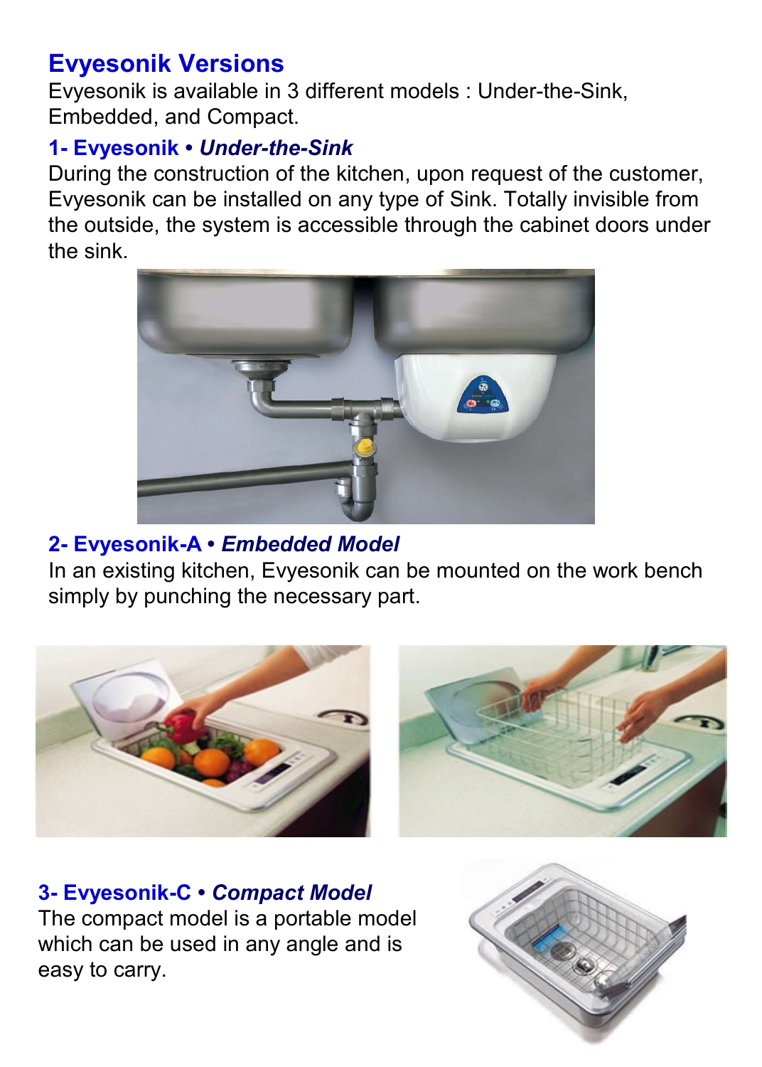## Evyesonik Versions

Evyesonik is available in 3 different models : Under-the-Sink, Embedded, and Compact.

### 1- Evyesonik • *Under-the-Sink*

During the construction of the kitchen, upon request of the customer, Evyesonik can be installed on any type of Sink. Totally invisible from the outside, the system is accessible through the cabinet doors under the sink.

### 2- Evyesonik-A • *Embedded Model*

In an existing kitchen, Evyesonik can be mounted on the work bench simply by punching the necessary part.

### 3- Evyesonik-C • *Compact Model*

The compact model is a portable model which can be used in any angle and is easy to carry.